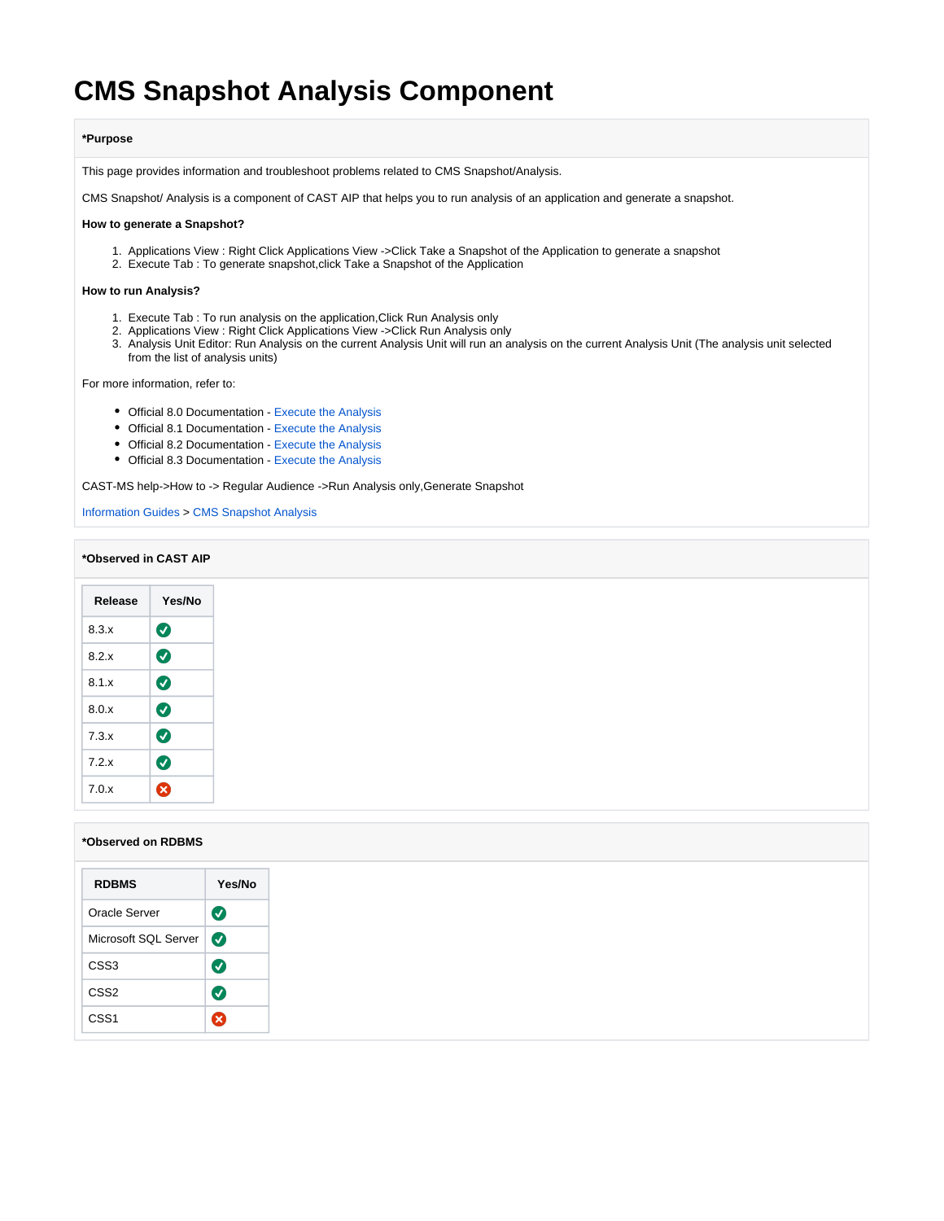# CMS Snapshot Analysis Component

**\*Purpose**

This page provides information and troubleshoot problems related to CMS Snapshot/Analysis.

CMS Snapshot/ Analysis is a component of CAST AIP that helps you to run analysis of an application and generate a snapshot.

**How to generate a Snapshot?**

1. Applications View : Right Click Applications View ->Click Take a Snapshot of the Application to generate a snapshot
2. Execute Tab : To generate snapshot,click Take a Snapshot of the Application

**How to run Analysis?**

1. Execute Tab : To run analysis on the application,Click Run Analysis only
2. Applications View : Right Click Applications View ->Click Run Analysis only
3. Analysis Unit Editor: Run Analysis on the current Analysis Unit will run an analysis on the current Analysis Unit (The analysis unit selected from the list of analysis units)

For more information, refer to:

- Official 8.0 Documentation - Execute the Analysis
- Official 8.1 Documentation - Execute the Analysis
- Official 8.2 Documentation - Execute the Analysis
- Official 8.3 Documentation - Execute the Analysis

CAST-MS help->How to -> Regular Audience ->Run Analysis only,Generate Snapshot

Information Guides > CMS Snapshot Analysis

**\*Observed in CAST AIP**

| Release | Yes/No |
|---|---|
| 8.3.x | ✅ |
| 8.2.x | ✅ |
| 8.1.x | ✅ |
| 8.0.x | ✅ |
| 7.3.x | ✅ |
| 7.2.x | ✅ |
| 7.0.x | ❌ |

**\*Observed on RDBMS**

| RDBMS | Yes/No |
|---|---|
| Oracle Server | ✅ |
| Microsoft SQL Server | ✅ |
| CSS3 | ✅ |
| CSS2 | ✅ |
| CSS1 | ❌ |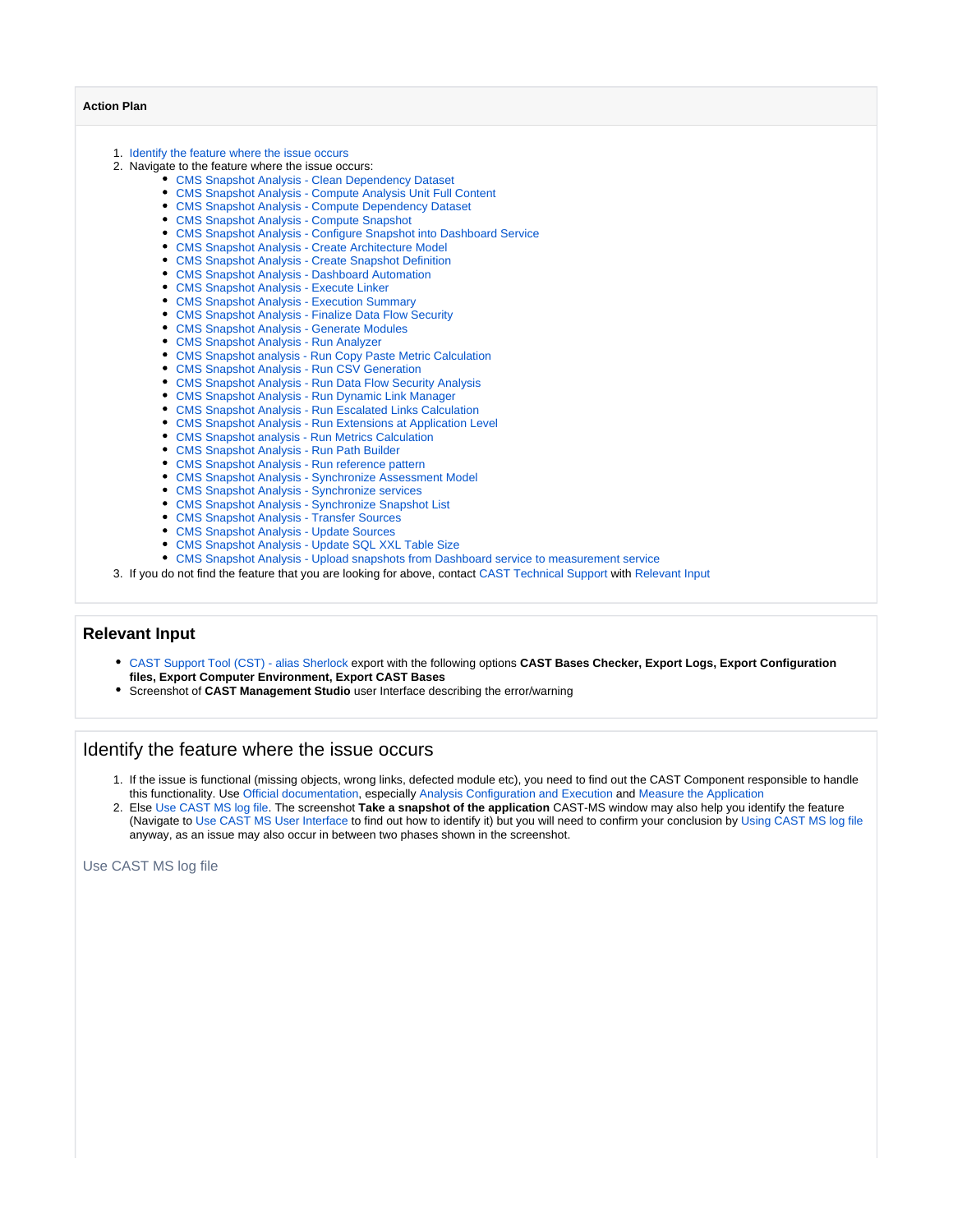**Action Plan**

1. Identify the feature where the issue occurs
2. Navigate to the feature where the issue occurs:
   - CMS Snapshot Analysis - Clean Dependency Dataset
   - CMS Snapshot Analysis - Compute Analysis Unit Full Content
   - CMS Snapshot Analysis - Compute Dependency Dataset
   - CMS Snapshot Analysis - Compute Snapshot
   - CMS Snapshot Analysis - Configure Snapshot into Dashboard Service
   - CMS Snapshot Analysis - Create Architecture Model
   - CMS Snapshot Analysis - Create Snapshot Definition
   - CMS Snapshot Analysis - Dashboard Automation
   - CMS Snapshot Analysis - Execute Linker
   - CMS Snapshot Analysis - Execution Summary
   - CMS Snapshot Analysis - Finalize Data Flow Security
   - CMS Snapshot Analysis - Generate Modules
   - CMS Snapshot Analysis - Run Analyzer
   - CMS Snapshot analysis - Run Copy Paste Metric Calculation
   - CMS Snapshot Analysis - Run CSV Generation
   - CMS Snapshot Analysis - Run Data Flow Security Analysis
   - CMS Snapshot Analysis - Run Dynamic Link Manager
   - CMS Snapshot Analysis - Run Escalated Links Calculation
   - CMS Snapshot Analysis - Run Extensions at Application Level
   - CMS Snapshot analysis - Run Metrics Calculation
   - CMS Snapshot Analysis - Run Path Builder
   - CMS Snapshot Analysis - Run reference pattern
   - CMS Snapshot Analysis - Synchronize Assessment Model
   - CMS Snapshot Analysis - Synchronize services
   - CMS Snapshot Analysis - Synchronize Snapshot List
   - CMS Snapshot Analysis - Transfer Sources
   - CMS Snapshot Analysis - Update Sources
   - CMS Snapshot Analysis - Update SQL XXL Table Size
   - CMS Snapshot Analysis - Upload snapshots from Dashboard service to measurement service
3. If you do not find the feature that you are looking for above, contact CAST Technical Support with Relevant Input

## Relevant Input

- CAST Support Tool (CST) - alias Sherlock export with the following options **CAST Bases Checker, Export Logs, Export Configuration files, Export Computer Environment, Export CAST Bases**
- Screenshot of **CAST Management Studio** user Interface describing the error/warning

## Identify the feature where the issue occurs

1. If the issue is functional (missing objects, wrong links, defected module etc), you need to find out the CAST Component responsible to handle this functionality. Use Official documentation, especially Analysis Configuration and Execution and Measure the Application
2. Else Use CAST MS log file. The screenshot **Take a snapshot of the application** CAST-MS window may also help you identify the feature (Navigate to Use CAST MS User Interface to find out how to identify it) but you will need to confirm your conclusion by Using CAST MS log file anyway, as an issue may also occur in between two phases shown in the screenshot.

Use CAST MS log file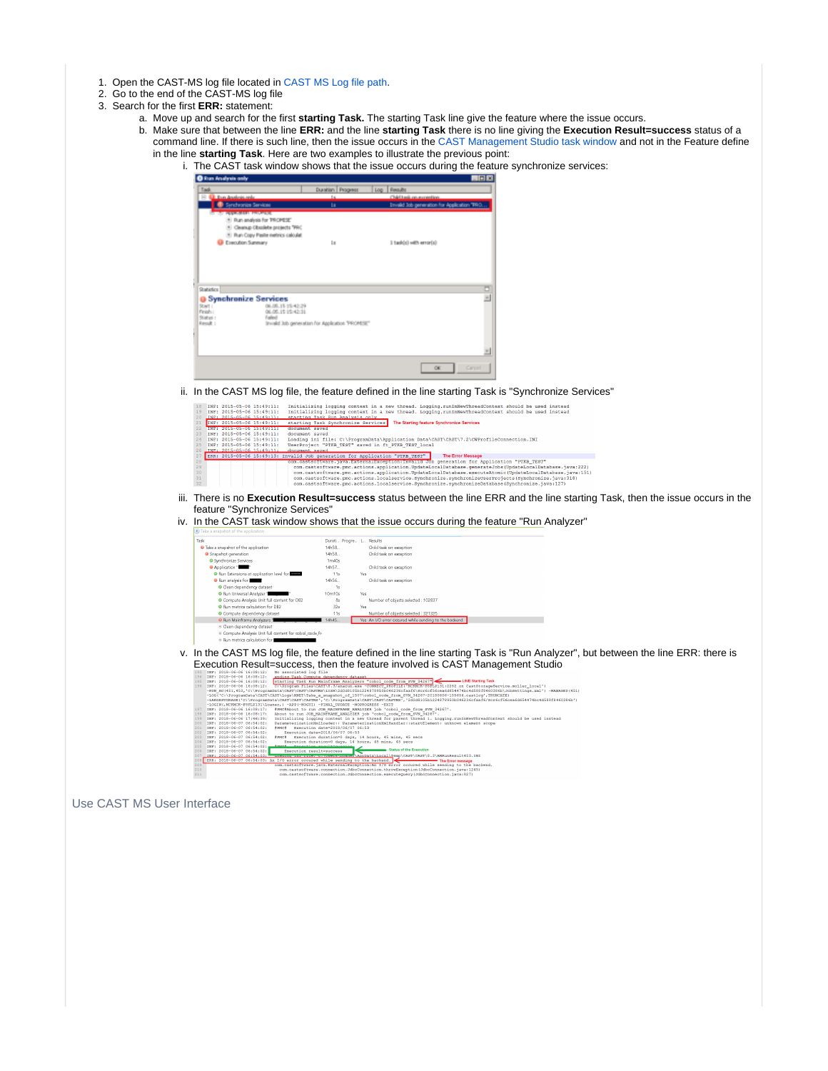1. Open the CAST-MS log file located in CAST MS Log file path.
2. Go to the end of the CAST-MS log file
3. Search for the first **ERR:** statement:
   a. Move up and search for the first **starting Task.** The starting Task line give the feature where the issue occurs.
   b. Make sure that between the line **ERR:** and the line **starting Task** there is no line giving the **Execution Result=success** status of a command line. If there is such line, then the issue occurs in the CAST Management Studio task window and not in the Feature define in the line **starting Task**. Here are two examples to illustrate the previous point:
      i. The CAST task window shows that the issue occurs during the feature synchronize services:
      ii. In the CAST MS log file, the feature defined in the line starting Task is "Synchronize Services"
      iii. There is no **Execution Result=success** status between the line ERR and the line starting Task, then the issue occurs in the feature "Synchronize Services"
      iv. In the CAST task window shows that the issue occurs during the feature "Run Analyzer"
      v. In the CAST MS log file, the feature defined in the line starting Task is "Run Analyzer", but between the line ERR: there is Execution Result=success, then the feature involved is CAST Management Studio

Use CAST MS User Interface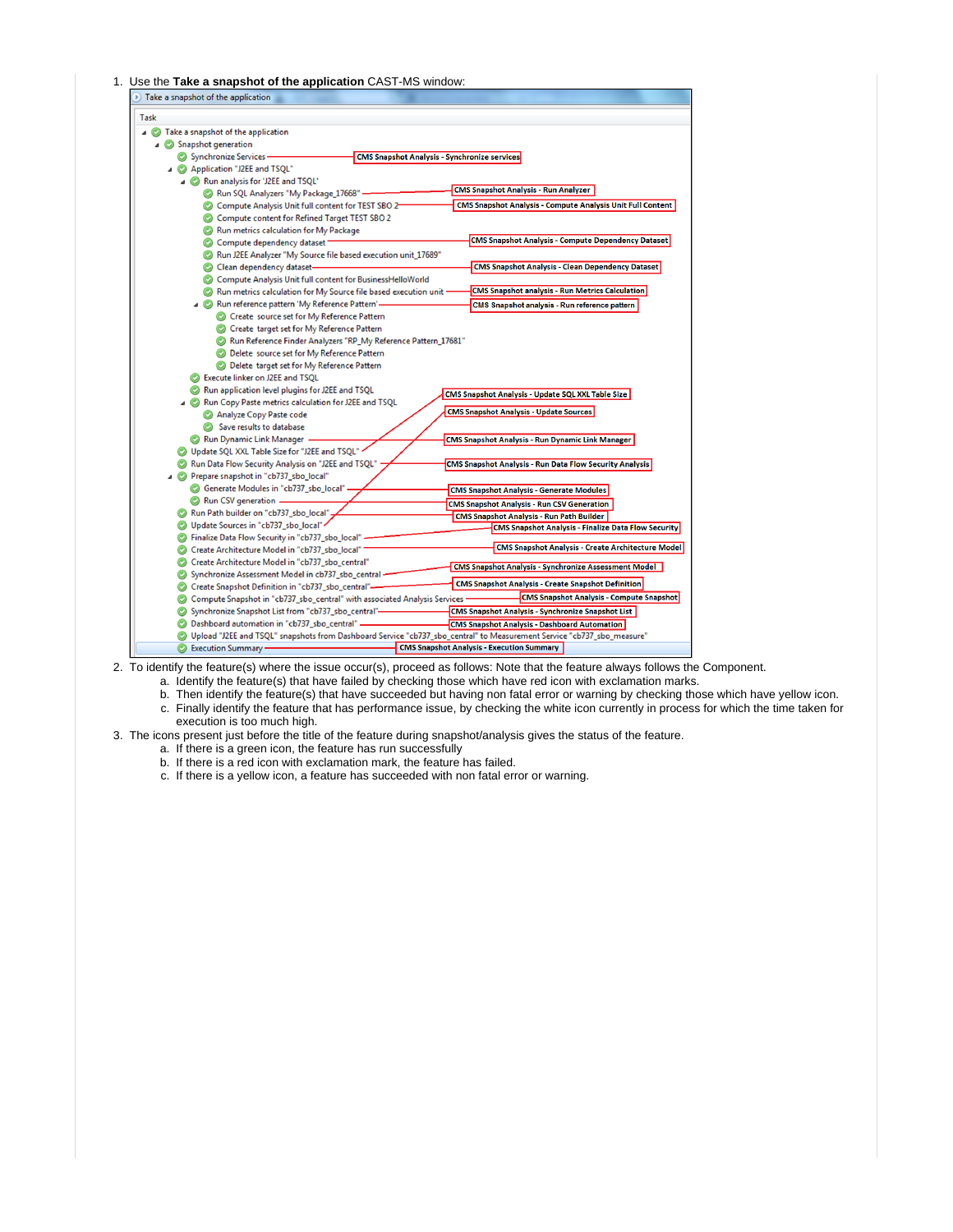1. Use the **Take a snapshot of the application** CAST-MS window:

2. To identify the feature(s) where the issue occur(s), proceed as follows: Note that the feature always follows the Component.
    a. Identify the feature(s) that have failed by checking those which have red icon with exclamation marks.
    b. Then identify the feature(s) that have succeeded but having non fatal error or warning by checking those which have yellow icon.
    c. Finally identify the feature that has performance issue, by checking the white icon currently in process for which the time taken for execution is too much high.
3. The icons present just before the title of the feature during snapshot/analysis gives the status of the feature.
    a. If there is a green icon, the feature has run successfully
    b. If there is a red icon with exclamation mark, the feature has failed.
    c. If there is a yellow icon, a feature has succeeded with non fatal error or warning.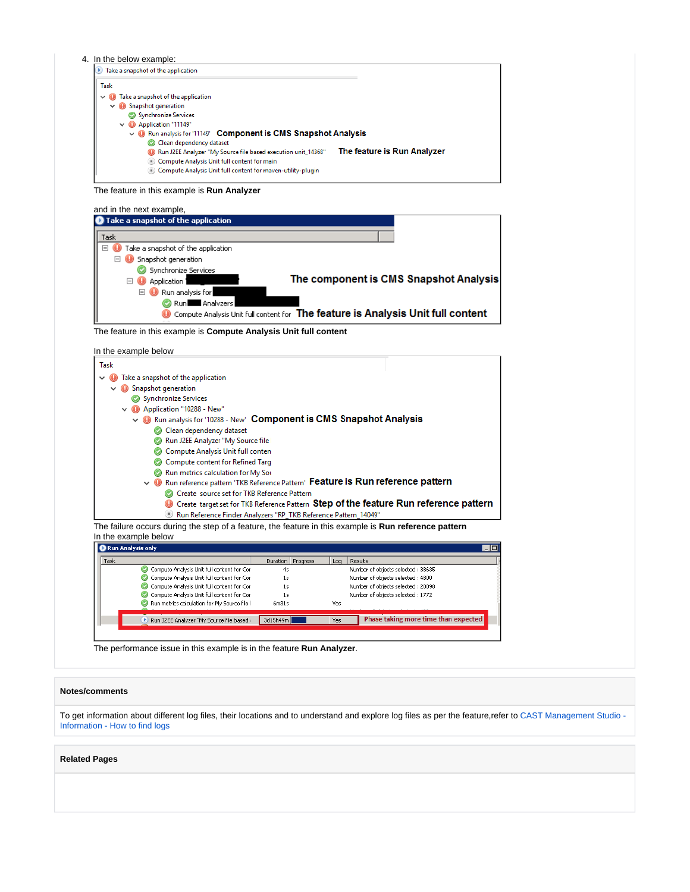4. In the below example:

Take a snapshot of the application

Task
- Take a snapshot of the application
  - Snapshot generation
    - Synchronize Services
    - Application '11149'
      - Run analysis for '11149' **Component is CMS Snapshot Analysis**
        - Clean dependency dataset
        - Run J2EE Analyzer 'My Source file based execution unit_14368' **The feature is Run Analyzer**
        - Compute Analysis Unit full content for main
        - Compute Analysis Unit full content for maven-utility-plugin

The feature in this example is **Run Analyzer**

and in the next example,

Take a snapshot of the application

Task
- Take a snapshot of the application
  - Snapshot generation
    - Synchronize Services
    - Application **The component is CMS Snapshot Analysis**
      - Run analysis for
        - Run Analyzers
        - Compute Analysis Unit full content for **The feature is Analysis Unit full content**

The feature in this example is **Compute Analysis Unit full content**

In the example below

Task
- Take a snapshot of the application
  - Snapshot generation
    - Synchronize Services
    - Application "10288 - New"
      - Run analysis for '10288 - New' **Component is CMS Snapshot Analysis**
        - Clean dependency dataset
        - Run J2EE Analyzer "My Source file
        - Compute Analysis Unit full conten
        - Compute content for Refined Targ
        - Run metrics calculation for My Sou
        - Run reference pattern 'TKB Reference Pattern' **Feature is Run reference pattern**
          - Create source set for TKB Reference Pattern
          - Create target set for TKB Reference Pattern **Step of the feature Run reference pattern**
          - Run Reference Finder Analyzers "RP_TKB Reference Pattern_14049"

The failure occurs during the step of a feature, the feature in this example is **Run reference pattern**

In the example below

Run Analysis only

| Task | Duration | Progress | Log | Results |
|---|---|---|---|---|
| Compute Analysis Unit full content for Cor | 4s | | | Number of objects selected : 38635 |
| Compute Analysis Unit full content for Cor | 1s | | | Number of objects selected : 4800 |
| Compute Analysis Unit full content for Cor | 1s | | | Number of objects selected : 20098 |
| Compute Analysis Unit full content for Cor | 1s | | | Number of objects selected : 1772 |
| Run metrics calculation for My Source file l | 6m31s | | Yes | |
| Run J2EE Analyzer 'My Source file based | 3d15h49m | | Yes | Phase taking more time than expected |

The performance issue in this example is in the feature **Run Analyzer**.

## Notes/comments

To get information about different log files, their locations and to understand and explore log files as per the feature,refer to CAST Management Studio - Information - How to find logs

## Related Pages